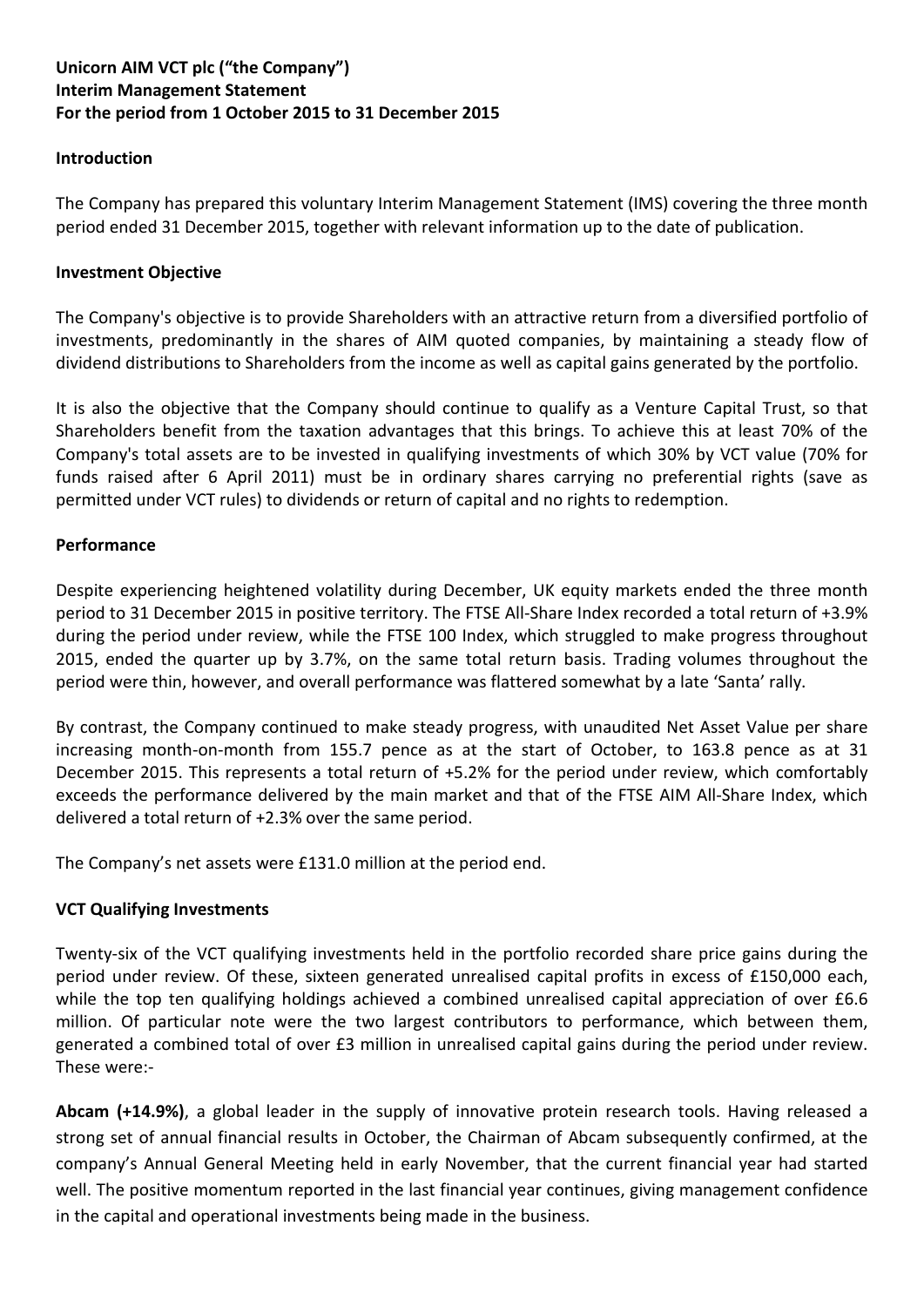**Unicorn AIM VCT plc ("the Company")**
**Interim Management Statement**
**For the period from 1 October 2015 to 31 December 2015**

## Introduction

The Company has prepared this voluntary Interim Management Statement (IMS) covering the three month period ended 31 December 2015, together with relevant information up to the date of publication.

## Investment Objective

The Company's objective is to provide Shareholders with an attractive return from a diversified portfolio of investments, predominantly in the shares of AIM quoted companies, by maintaining a steady flow of dividend distributions to Shareholders from the income as well as capital gains generated by the portfolio.

It is also the objective that the Company should continue to qualify as a Venture Capital Trust, so that Shareholders benefit from the taxation advantages that this brings. To achieve this at least 70% of the Company's total assets are to be invested in qualifying investments of which 30% by VCT value (70% for funds raised after 6 April 2011) must be in ordinary shares carrying no preferential rights (save as permitted under VCT rules) to dividends or return of capital and no rights to redemption.

## Performance

Despite experiencing heightened volatility during December, UK equity markets ended the three month period to 31 December 2015 in positive territory. The FTSE All-Share Index recorded a total return of +3.9% during the period under review, while the FTSE 100 Index, which struggled to make progress throughout 2015, ended the quarter up by 3.7%, on the same total return basis. Trading volumes throughout the period were thin, however, and overall performance was flattered somewhat by a late 'Santa' rally.

By contrast, the Company continued to make steady progress, with unaudited Net Asset Value per share increasing month-on-month from 155.7 pence as at the start of October, to 163.8 pence as at 31 December 2015. This represents a total return of +5.2% for the period under review, which comfortably exceeds the performance delivered by the main market and that of the FTSE AIM All-Share Index, which delivered a total return of +2.3% over the same period.

The Company's net assets were £131.0 million at the period end.

## VCT Qualifying Investments

Twenty-six of the VCT qualifying investments held in the portfolio recorded share price gains during the period under review. Of these, sixteen generated unrealised capital profits in excess of £150,000 each, while the top ten qualifying holdings achieved a combined unrealised capital appreciation of over £6.6 million. Of particular note were the two largest contributors to performance, which between them, generated a combined total of over £3 million in unrealised capital gains during the period under review. These were:-

**Abcam (+14.9%)**, a global leader in the supply of innovative protein research tools. Having released a strong set of annual financial results in October, the Chairman of Abcam subsequently confirmed, at the company's Annual General Meeting held in early November, that the current financial year had started well. The positive momentum reported in the last financial year continues, giving management confidence in the capital and operational investments being made in the business.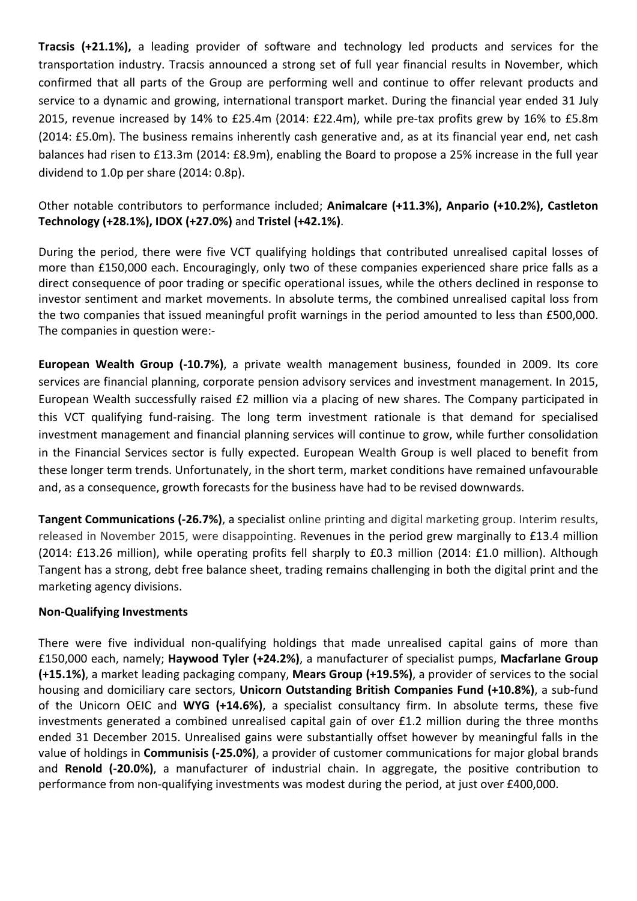**Tracsis (+21.1%),** a leading provider of software and technology led products and services for the transportation industry. Tracsis announced a strong set of full year financial results in November, which confirmed that all parts of the Group are performing well and continue to offer relevant products and service to a dynamic and growing, international transport market. During the financial year ended 31 July 2015, revenue increased by 14% to £25.4m (2014: £22.4m), while pre-tax profits grew by 16% to £5.8m (2014: £5.0m). The business remains inherently cash generative and, as at its financial year end, net cash balances had risen to £13.3m (2014: £8.9m), enabling the Board to propose a 25% increase in the full year dividend to 1.0p per share (2014: 0.8p).

Other notable contributors to performance included; **Animalcare (+11.3%), Anpario (+10.2%), Castleton Technology (+28.1%), IDOX (+27.0%)** and **Tristel (+42.1%)**.

During the period, there were five VCT qualifying holdings that contributed unrealised capital losses of more than £150,000 each. Encouragingly, only two of these companies experienced share price falls as a direct consequence of poor trading or specific operational issues, while the others declined in response to investor sentiment and market movements. In absolute terms, the combined unrealised capital loss from the two companies that issued meaningful profit warnings in the period amounted to less than £500,000. The companies in question were:-

**European Wealth Group (-10.7%)**, a private wealth management business, founded in 2009. Its core services are financial planning, corporate pension advisory services and investment management. In 2015, European Wealth successfully raised £2 million via a placing of new shares. The Company participated in this VCT qualifying fund-raising. The long term investment rationale is that demand for specialised investment management and financial planning services will continue to grow, while further consolidation in the Financial Services sector is fully expected. European Wealth Group is well placed to benefit from these longer term trends. Unfortunately, in the short term, market conditions have remained unfavourable and, as a consequence, growth forecasts for the business have had to be revised downwards.

**Tangent Communications (-26.7%)**, a specialist online printing and digital marketing group. Interim results, released in November 2015, were disappointing. Revenues in the period grew marginally to £13.4 million (2014: £13.26 million), while operating profits fell sharply to £0.3 million (2014: £1.0 million). Although Tangent has a strong, debt free balance sheet, trading remains challenging in both the digital print and the marketing agency divisions.

**Non-Qualifying Investments**

There were five individual non-qualifying holdings that made unrealised capital gains of more than £150,000 each, namely; **Haywood Tyler (+24.2%)**, a manufacturer of specialist pumps, **Macfarlane Group (+15.1%)**, a market leading packaging company, **Mears Group (+19.5%)**, a provider of services to the social housing and domiciliary care sectors, **Unicorn Outstanding British Companies Fund (+10.8%)**, a sub-fund of the Unicorn OEIC and **WYG (+14.6%)**, a specialist consultancy firm. In absolute terms, these five investments generated a combined unrealised capital gain of over £1.2 million during the three months ended 31 December 2015. Unrealised gains were substantially offset however by meaningful falls in the value of holdings in **Communisis (-25.0%)**, a provider of customer communications for major global brands and **Renold (-20.0%)**, a manufacturer of industrial chain. In aggregate, the positive contribution to performance from non-qualifying investments was modest during the period, at just over £400,000.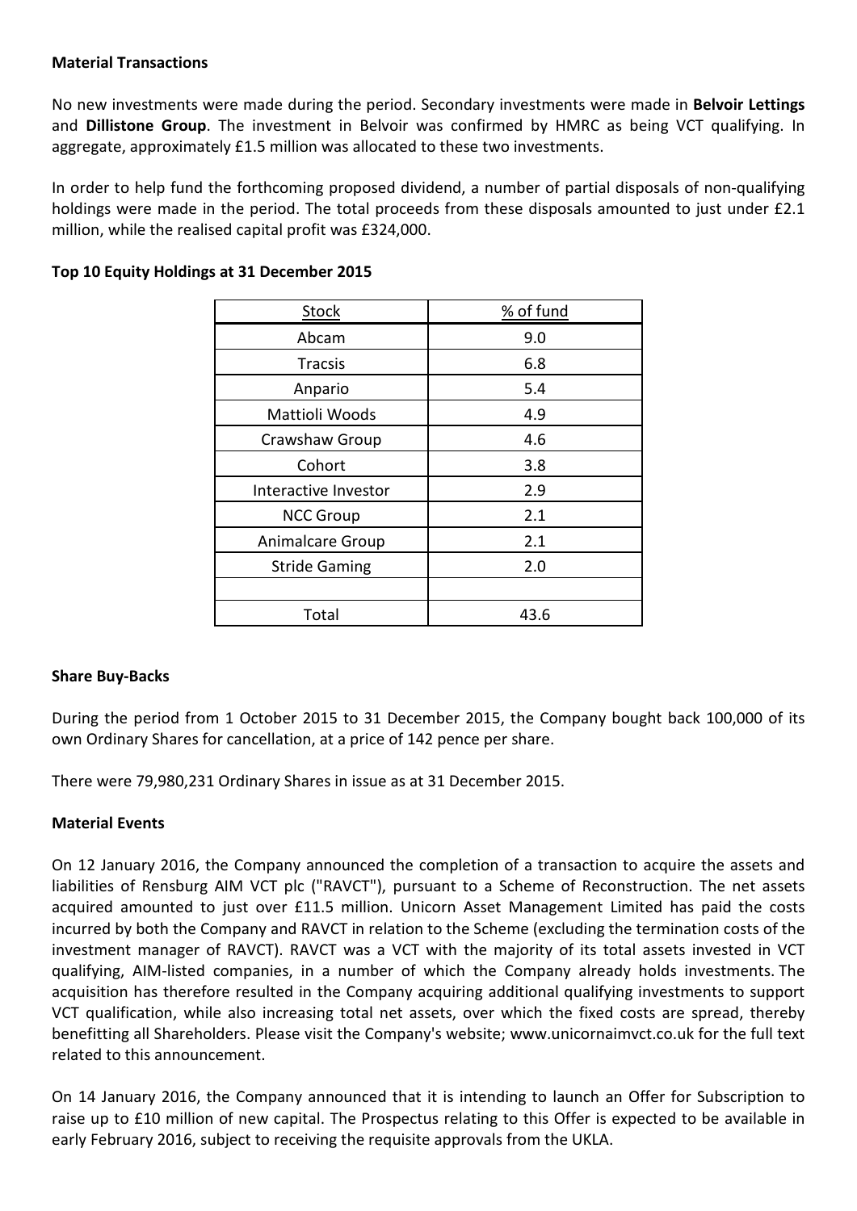**Material Transactions**

No new investments were made during the period. Secondary investments were made in **Belvoir Lettings** and **Dillistone Group**. The investment in Belvoir was confirmed by HMRC as being VCT qualifying. In aggregate, approximately £1.5 million was allocated to these two investments.

In order to help fund the forthcoming proposed dividend, a number of partial disposals of non-qualifying holdings were made in the period. The total proceeds from these disposals amounted to just under £2.1 million, while the realised capital profit was £324,000.

**Top 10 Equity Holdings at 31 December 2015**

| Stock | % of fund |
|---|---|
| Abcam | 9.0 |
| Tracsis | 6.8 |
| Anpario | 5.4 |
| Mattioli Woods | 4.9 |
| Crawshaw Group | 4.6 |
| Cohort | 3.8 |
| Interactive Investor | 2.9 |
| NCC Group | 2.1 |
| Animalcare Group | 2.1 |
| Stride Gaming | 2.0 |
| | |
| Total | 43.6 |

**Share Buy-Backs**

During the period from 1 October 2015 to 31 December 2015, the Company bought back 100,000 of its own Ordinary Shares for cancellation, at a price of 142 pence per share.

There were 79,980,231 Ordinary Shares in issue as at 31 December 2015.

**Material Events**

On 12 January 2016, the Company announced the completion of a transaction to acquire the assets and liabilities of Rensburg AIM VCT plc ("RAVCT"), pursuant to a Scheme of Reconstruction. The net assets acquired amounted to just over £11.5 million. Unicorn Asset Management Limited has paid the costs incurred by both the Company and RAVCT in relation to the Scheme (excluding the termination costs of the investment manager of RAVCT). RAVCT was a VCT with the majority of its total assets invested in VCT qualifying, AIM-listed companies, in a number of which the Company already holds investments. The acquisition has therefore resulted in the Company acquiring additional qualifying investments to support VCT qualification, while also increasing total net assets, over which the fixed costs are spread, thereby benefitting all Shareholders. Please visit the Company's website; www.unicornaimvct.co.uk for the full text related to this announcement.

On 14 January 2016, the Company announced that it is intending to launch an Offer for Subscription to raise up to £10 million of new capital. The Prospectus relating to this Offer is expected to be available in early February 2016, subject to receiving the requisite approvals from the UKLA.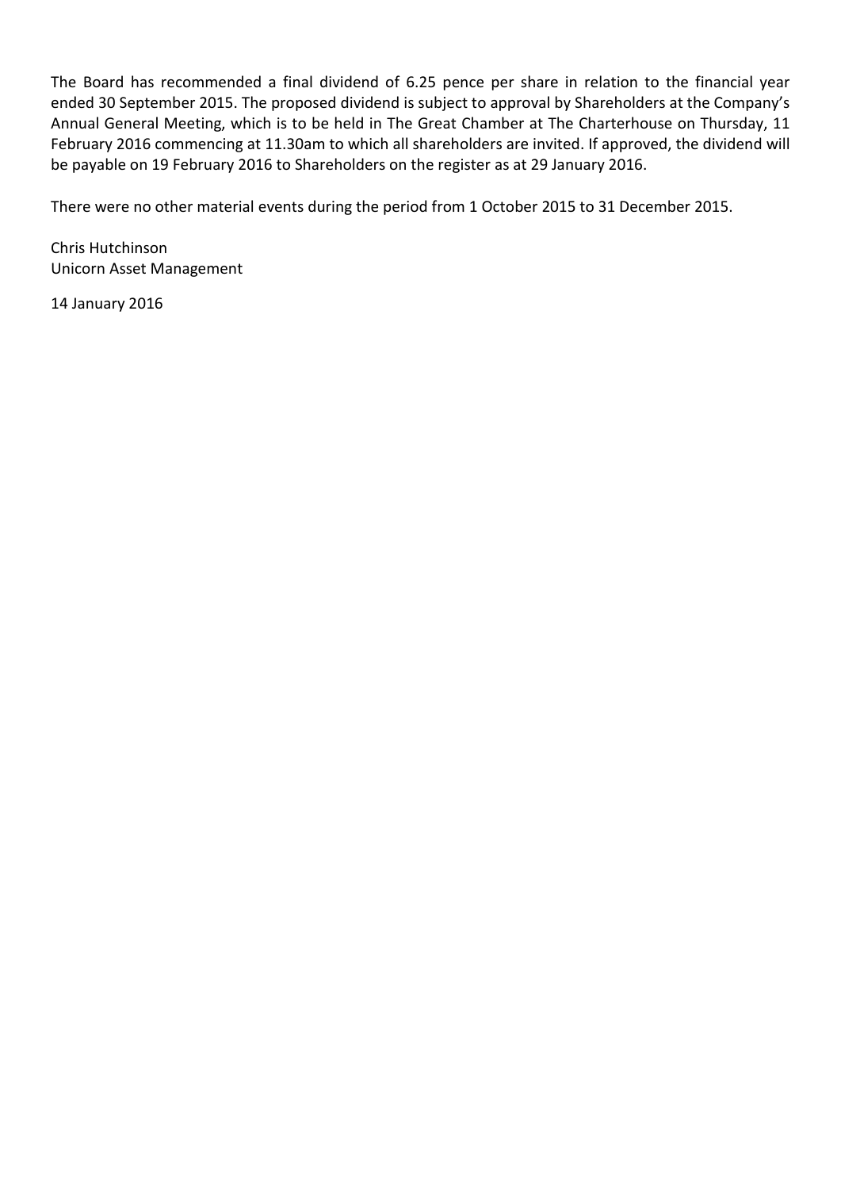The Board has recommended a final dividend of 6.25 pence per share in relation to the financial year ended 30 September 2015. The proposed dividend is subject to approval by Shareholders at the Company's Annual General Meeting, which is to be held in The Great Chamber at The Charterhouse on Thursday, 11 February 2016 commencing at 11.30am to which all shareholders are invited. If approved, the dividend will be payable on 19 February 2016 to Shareholders on the register as at 29 January 2016.

There were no other material events during the period from 1 October 2015 to 31 December 2015.

Chris Hutchinson
Unicorn Asset Management

14 January 2016